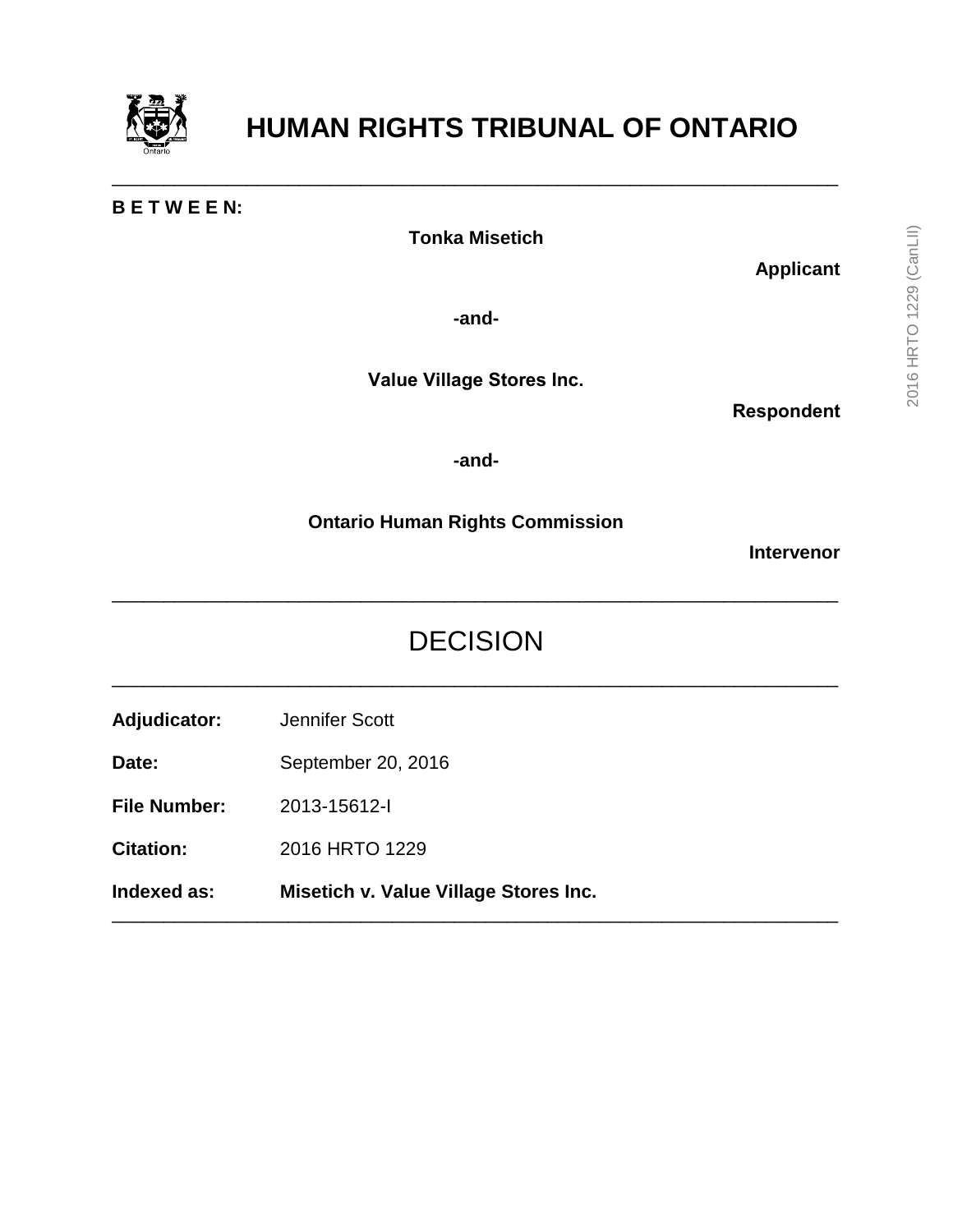# HUMAN RIGHTS TRIBUNAL OF ONTARIO

---

**B E T W E E N:**

**Tonka Misetich**

**Applicant**

**-and-**

**Value Village Stores Inc.**

**Respondent**

**-and-**

**Ontario Human Rights Commission**

**Intervenor**

---

## DECISION

---

**Adjudicator:** Jennifer Scott

**Date:** September 20, 2016

**File Number:** 2013-15612-I

**Citation:** 2016 HRTO 1229

**Indexed as:** **Misetich v. Value Village Stores Inc.**

---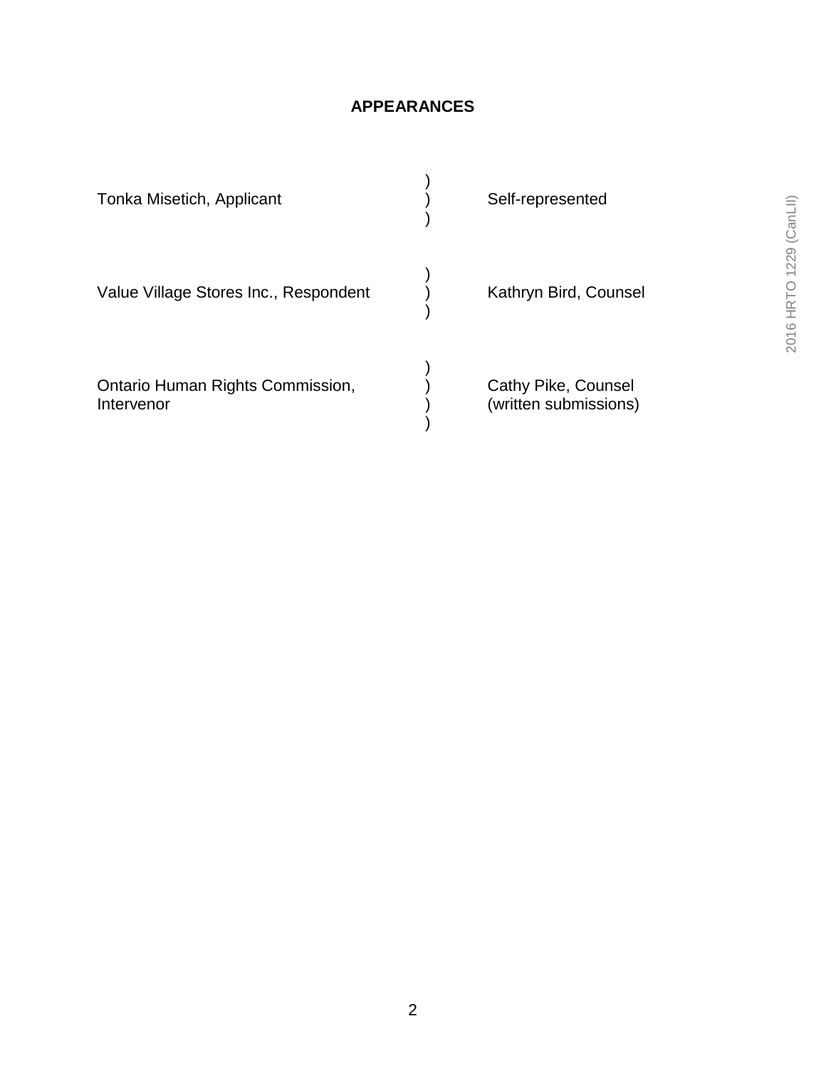## APPEARANCES

| | |
|---|---|
| Tonka Misetich, Applicant | Self-represented |
| Value Village Stores Inc., Respondent | Kathryn Bird, Counsel |
| Ontario Human Rights Commission, Intervenor | Cathy Pike, Counsel (written submissions) |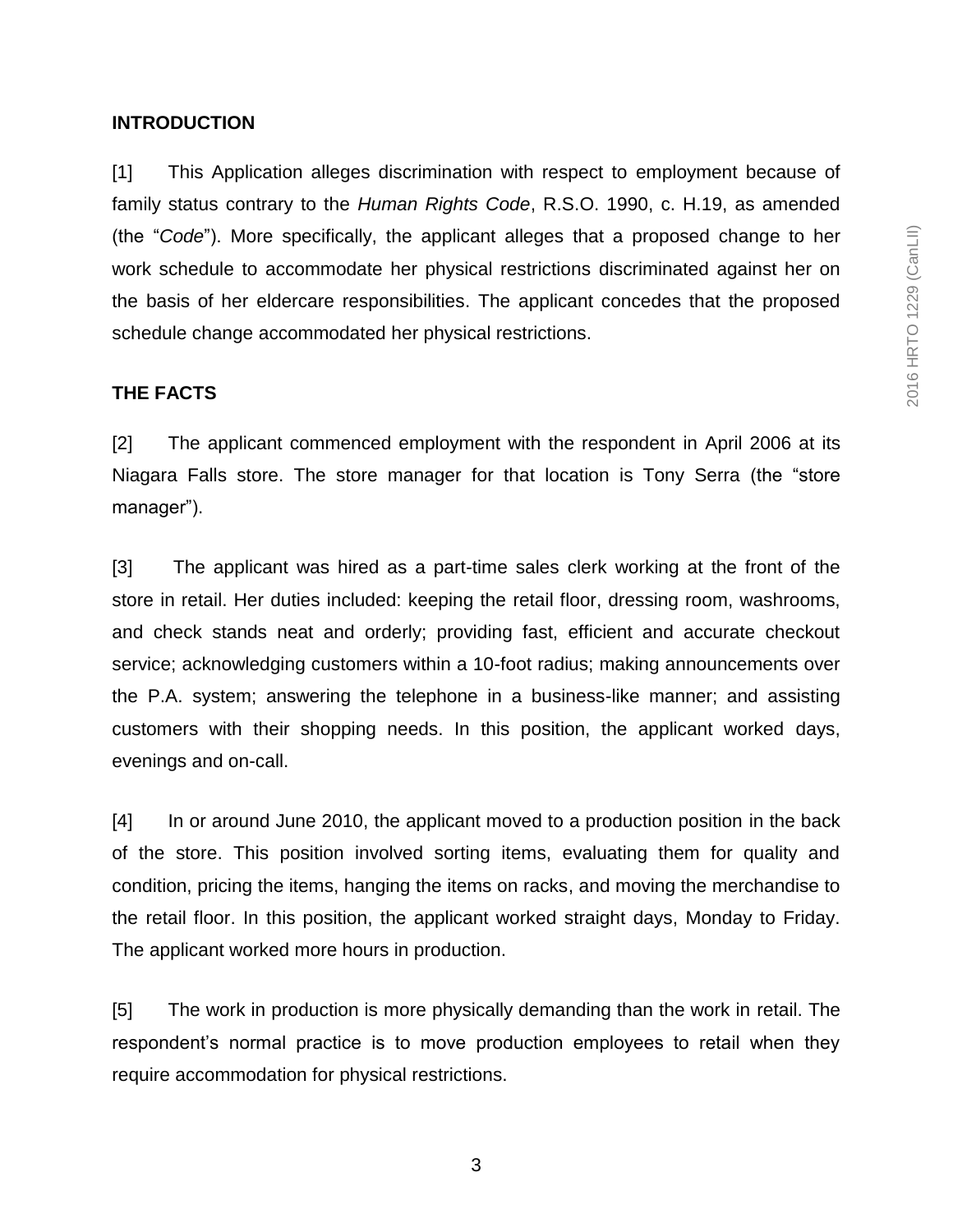## INTRODUCTION

[1] This Application alleges discrimination with respect to employment because of family status contrary to the *Human Rights Code*, R.S.O. 1990, c. H.19, as amended (the "*Code*"). More specifically, the applicant alleges that a proposed change to her work schedule to accommodate her physical restrictions discriminated against her on the basis of her eldercare responsibilities. The applicant concedes that the proposed schedule change accommodated her physical restrictions.

## THE FACTS

[2] The applicant commenced employment with the respondent in April 2006 at its Niagara Falls store. The store manager for that location is Tony Serra (the "store manager").

[3] The applicant was hired as a part-time sales clerk working at the front of the store in retail. Her duties included: keeping the retail floor, dressing room, washrooms, and check stands neat and orderly; providing fast, efficient and accurate checkout service; acknowledging customers within a 10-foot radius; making announcements over the P.A. system; answering the telephone in a business-like manner; and assisting customers with their shopping needs. In this position, the applicant worked days, evenings and on-call.

[4] In or around June 2010, the applicant moved to a production position in the back of the store. This position involved sorting items, evaluating them for quality and condition, pricing the items, hanging the items on racks, and moving the merchandise to the retail floor. In this position, the applicant worked straight days, Monday to Friday. The applicant worked more hours in production.

[5] The work in production is more physically demanding than the work in retail. The respondent's normal practice is to move production employees to retail when they require accommodation for physical restrictions.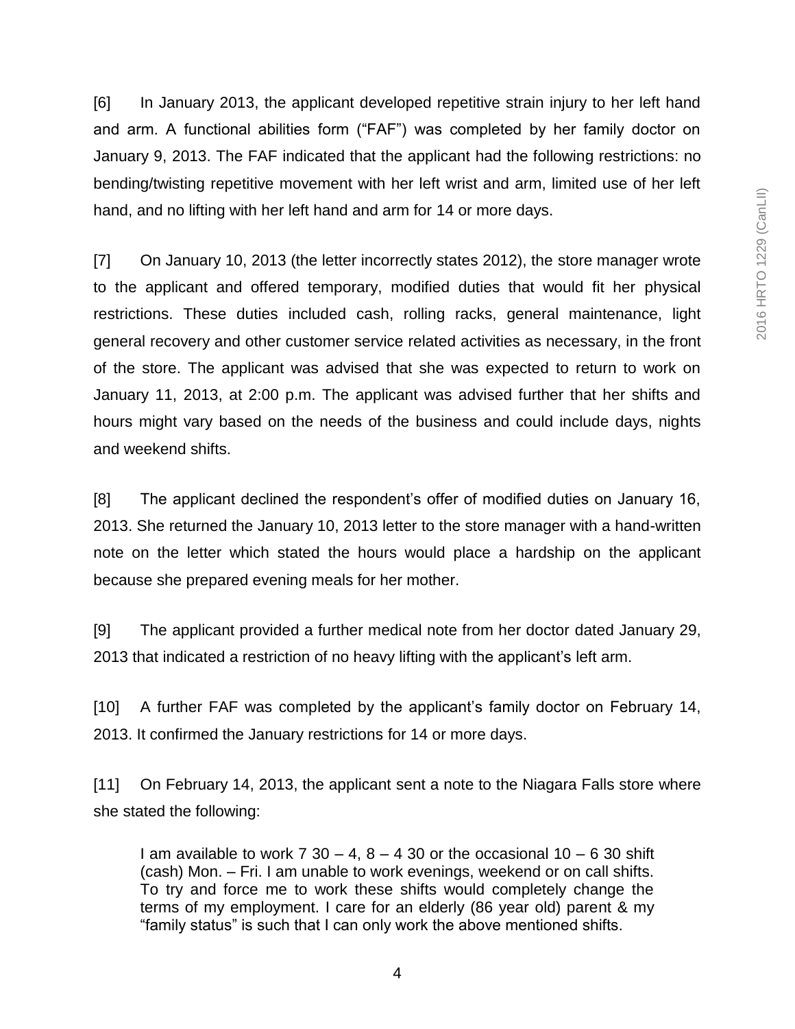[6] In January 2013, the applicant developed repetitive strain injury to her left hand and arm. A functional abilities form ("FAF") was completed by her family doctor on January 9, 2013. The FAF indicated that the applicant had the following restrictions: no bending/twisting repetitive movement with her left wrist and arm, limited use of her left hand, and no lifting with her left hand and arm for 14 or more days.

[7] On January 10, 2013 (the letter incorrectly states 2012), the store manager wrote to the applicant and offered temporary, modified duties that would fit her physical restrictions. These duties included cash, rolling racks, general maintenance, light general recovery and other customer service related activities as necessary, in the front of the store. The applicant was advised that she was expected to return to work on January 11, 2013, at 2:00 p.m. The applicant was advised further that her shifts and hours might vary based on the needs of the business and could include days, nights and weekend shifts.

[8] The applicant declined the respondent's offer of modified duties on January 16, 2013. She returned the January 10, 2013 letter to the store manager with a hand-written note on the letter which stated the hours would place a hardship on the applicant because she prepared evening meals for her mother.

[9] The applicant provided a further medical note from her doctor dated January 29, 2013 that indicated a restriction of no heavy lifting with the applicant's left arm.

[10] A further FAF was completed by the applicant's family doctor on February 14, 2013. It confirmed the January restrictions for 14 or more days.

[11] On February 14, 2013, the applicant sent a note to the Niagara Falls store where she stated the following:

> I am available to work 7 30 – 4, 8 – 4 30 or the occasional 10 – 6 30 shift (cash) Mon. – Fri. I am unable to work evenings, weekend or on call shifts. To try and force me to work these shifts would completely change the terms of my employment. I care for an elderly (86 year old) parent & my "family status" is such that I can only work the above mentioned shifts.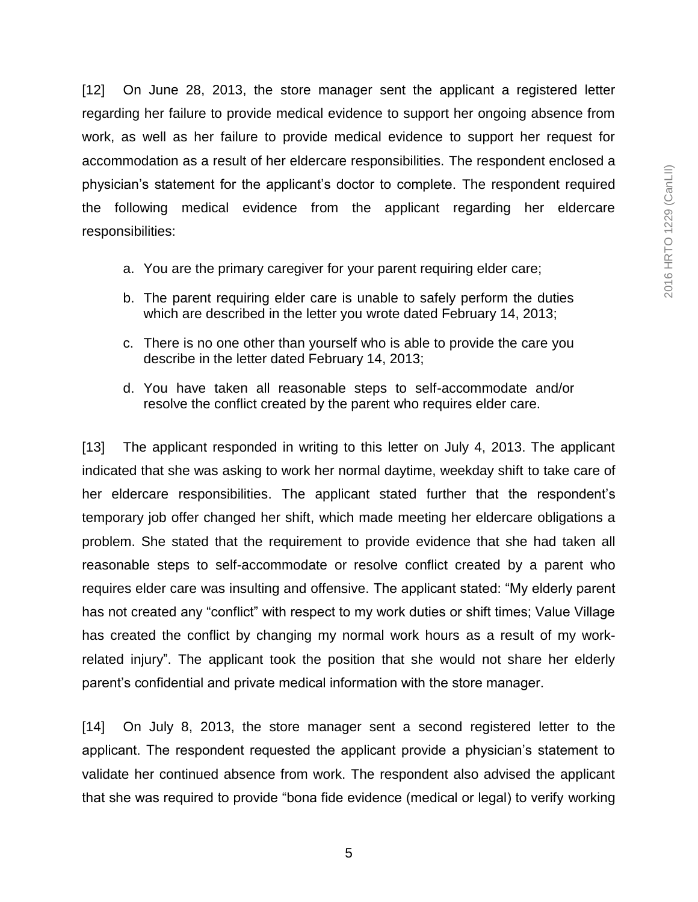[12] On June 28, 2013, the store manager sent the applicant a registered letter regarding her failure to provide medical evidence to support her ongoing absence from work, as well as her failure to provide medical evidence to support her request for accommodation as a result of her eldercare responsibilities. The respondent enclosed a physician's statement for the applicant's doctor to complete. The respondent required the following medical evidence from the applicant regarding her eldercare responsibilities:

a. You are the primary caregiver for your parent requiring elder care;

b. The parent requiring elder care is unable to safely perform the duties which are described in the letter you wrote dated February 14, 2013;

c. There is no one other than yourself who is able to provide the care you describe in the letter dated February 14, 2013;

d. You have taken all reasonable steps to self-accommodate and/or resolve the conflict created by the parent who requires elder care.

[13] The applicant responded in writing to this letter on July 4, 2013. The applicant indicated that she was asking to work her normal daytime, weekday shift to take care of her eldercare responsibilities. The applicant stated further that the respondent's temporary job offer changed her shift, which made meeting her eldercare obligations a problem. She stated that the requirement to provide evidence that she had taken all reasonable steps to self-accommodate or resolve conflict created by a parent who requires elder care was insulting and offensive. The applicant stated: "My elderly parent has not created any "conflict" with respect to my work duties or shift times; Value Village has created the conflict by changing my normal work hours as a result of my work-related injury". The applicant took the position that she would not share her elderly parent's confidential and private medical information with the store manager.

[14] On July 8, 2013, the store manager sent a second registered letter to the applicant. The respondent requested the applicant provide a physician's statement to validate her continued absence from work. The respondent also advised the applicant that she was required to provide "bona fide evidence (medical or legal) to verify working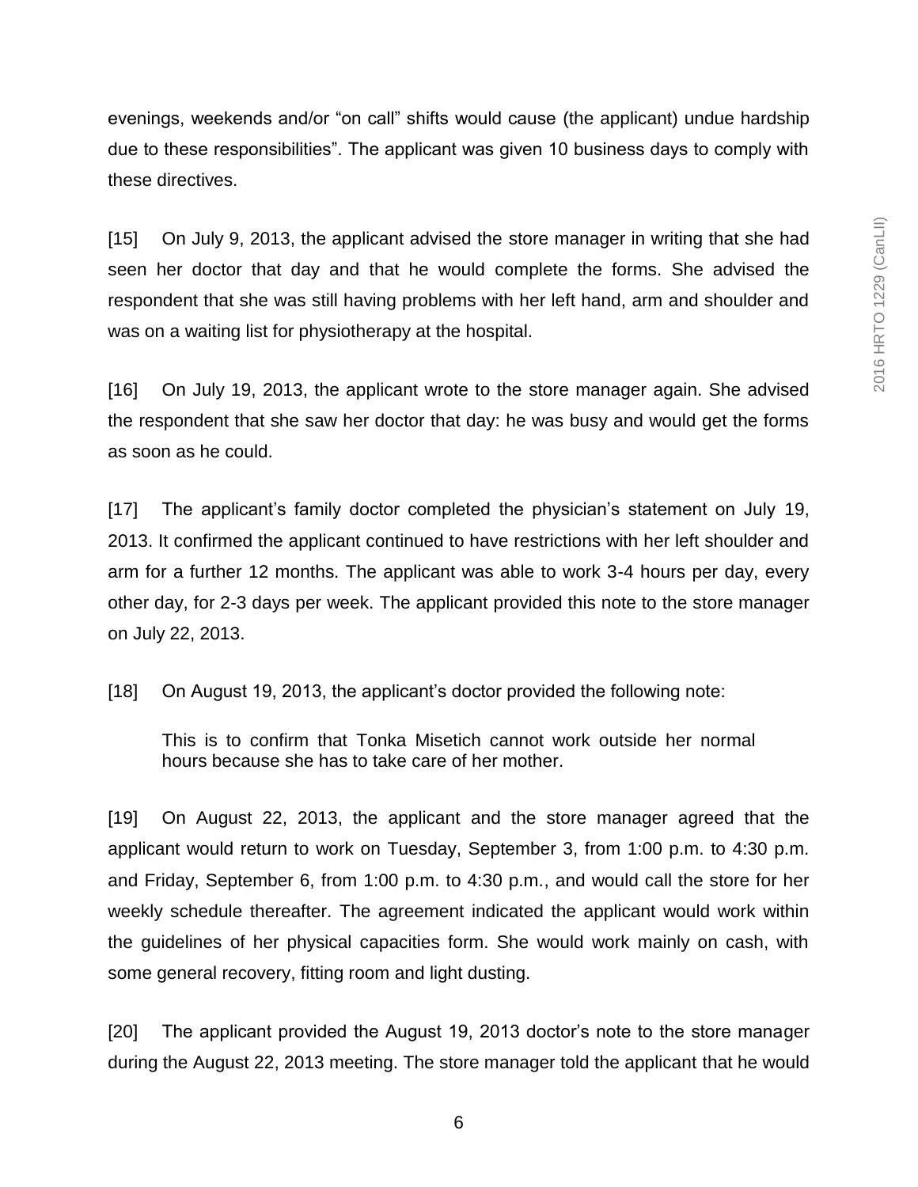evenings, weekends and/or "on call" shifts would cause (the applicant) undue hardship due to these responsibilities". The applicant was given 10 business days to comply with these directives.

[15] On July 9, 2013, the applicant advised the store manager in writing that she had seen her doctor that day and that he would complete the forms. She advised the respondent that she was still having problems with her left hand, arm and shoulder and was on a waiting list for physiotherapy at the hospital.

[16] On July 19, 2013, the applicant wrote to the store manager again. She advised the respondent that she saw her doctor that day: he was busy and would get the forms as soon as he could.

[17] The applicant's family doctor completed the physician's statement on July 19, 2013. It confirmed the applicant continued to have restrictions with her left shoulder and arm for a further 12 months. The applicant was able to work 3-4 hours per day, every other day, for 2-3 days per week. The applicant provided this note to the store manager on July 22, 2013.

[18] On August 19, 2013, the applicant's doctor provided the following note:

> This is to confirm that Tonka Misetich cannot work outside her normal hours because she has to take care of her mother.

[19] On August 22, 2013, the applicant and the store manager agreed that the applicant would return to work on Tuesday, September 3, from 1:00 p.m. to 4:30 p.m. and Friday, September 6, from 1:00 p.m. to 4:30 p.m., and would call the store for her weekly schedule thereafter. The agreement indicated the applicant would work within the guidelines of her physical capacities form. She would work mainly on cash, with some general recovery, fitting room and light dusting.

[20] The applicant provided the August 19, 2013 doctor's note to the store manager during the August 22, 2013 meeting. The store manager told the applicant that he would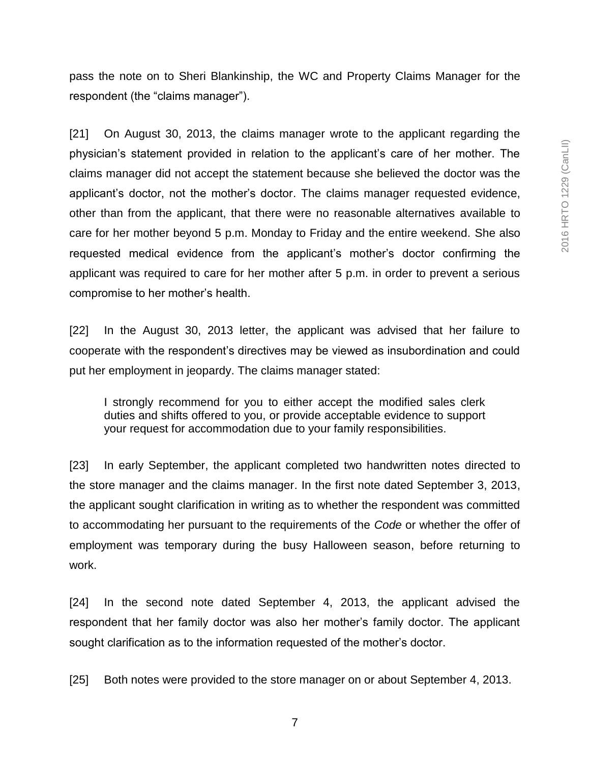pass the note on to Sheri Blankinship, the WC and Property Claims Manager for the respondent (the "claims manager").

[21] On August 30, 2013, the claims manager wrote to the applicant regarding the physician's statement provided in relation to the applicant's care of her mother. The claims manager did not accept the statement because she believed the doctor was the applicant's doctor, not the mother's doctor. The claims manager requested evidence, other than from the applicant, that there were no reasonable alternatives available to care for her mother beyond 5 p.m. Monday to Friday and the entire weekend. She also requested medical evidence from the applicant's mother's doctor confirming the applicant was required to care for her mother after 5 p.m. in order to prevent a serious compromise to her mother's health.

[22] In the August 30, 2013 letter, the applicant was advised that her failure to cooperate with the respondent's directives may be viewed as insubordination and could put her employment in jeopardy. The claims manager stated:

> I strongly recommend for you to either accept the modified sales clerk duties and shifts offered to you, or provide acceptable evidence to support your request for accommodation due to your family responsibilities.

[23] In early September, the applicant completed two handwritten notes directed to the store manager and the claims manager. In the first note dated September 3, 2013, the applicant sought clarification in writing as to whether the respondent was committed to accommodating her pursuant to the requirements of the *Code* or whether the offer of employment was temporary during the busy Halloween season, before returning to work.

[24] In the second note dated September 4, 2013, the applicant advised the respondent that her family doctor was also her mother's family doctor. The applicant sought clarification as to the information requested of the mother's doctor.

[25] Both notes were provided to the store manager on or about September 4, 2013.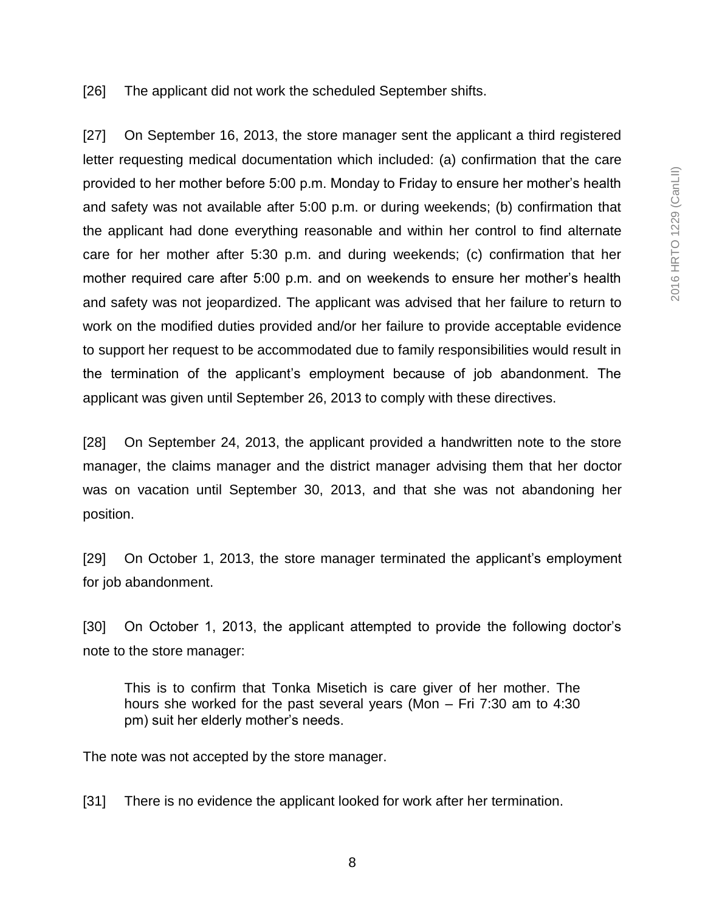[26] The applicant did not work the scheduled September shifts.

[27] On September 16, 2013, the store manager sent the applicant a third registered letter requesting medical documentation which included: (a) confirmation that the care provided to her mother before 5:00 p.m. Monday to Friday to ensure her mother's health and safety was not available after 5:00 p.m. or during weekends; (b) confirmation that the applicant had done everything reasonable and within her control to find alternate care for her mother after 5:30 p.m. and during weekends; (c) confirmation that her mother required care after 5:00 p.m. and on weekends to ensure her mother's health and safety was not jeopardized. The applicant was advised that her failure to return to work on the modified duties provided and/or her failure to provide acceptable evidence to support her request to be accommodated due to family responsibilities would result in the termination of the applicant's employment because of job abandonment. The applicant was given until September 26, 2013 to comply with these directives.

[28] On September 24, 2013, the applicant provided a handwritten note to the store manager, the claims manager and the district manager advising them that her doctor was on vacation until September 30, 2013, and that she was not abandoning her position.

[29] On October 1, 2013, the store manager terminated the applicant's employment for job abandonment.

[30] On October 1, 2013, the applicant attempted to provide the following doctor's note to the store manager:

> This is to confirm that Tonka Misetich is care giver of her mother. The hours she worked for the past several years (Mon – Fri 7:30 am to 4:30 pm) suit her elderly mother's needs.

The note was not accepted by the store manager.

[31] There is no evidence the applicant looked for work after her termination.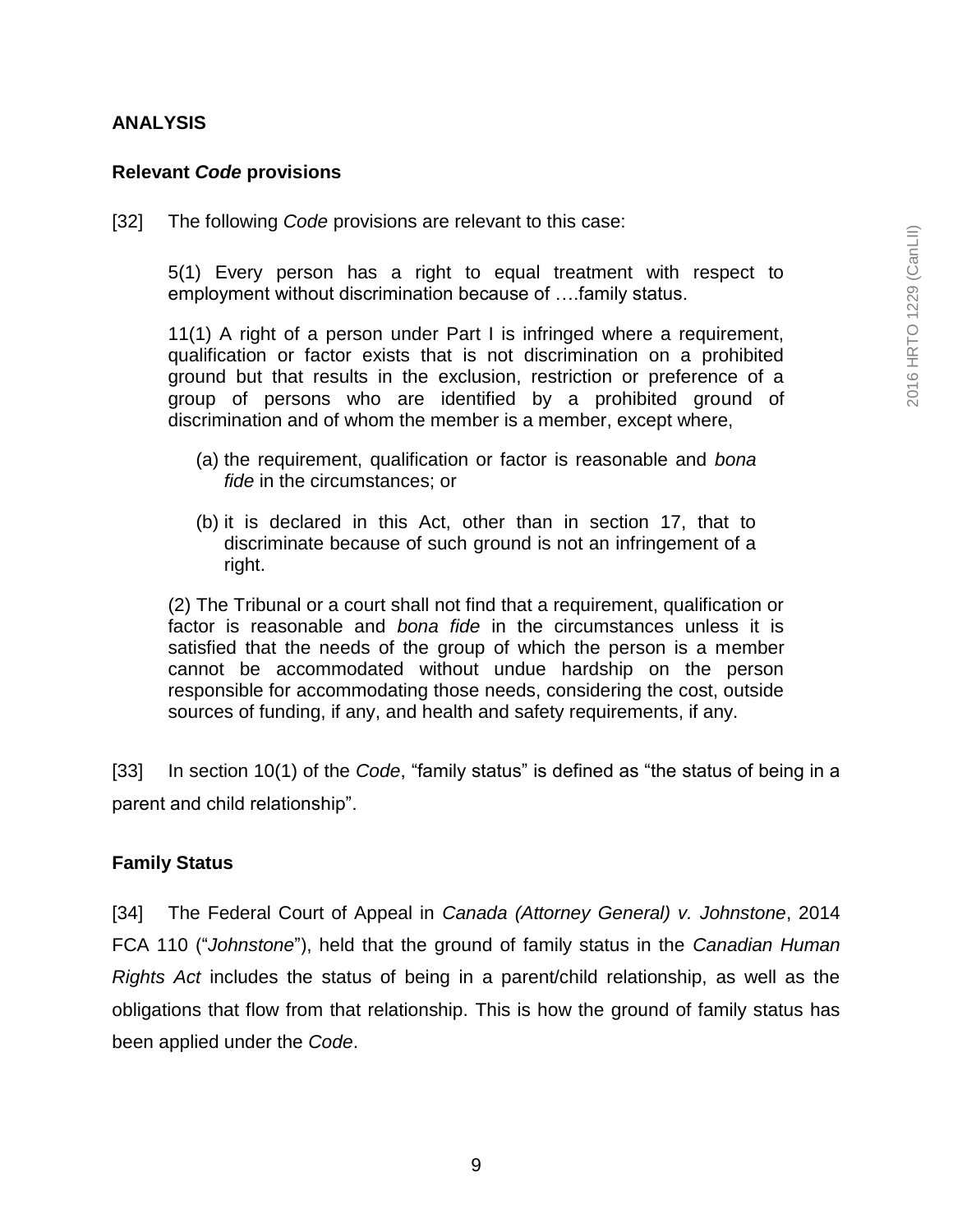## ANALYSIS

### Relevant *Code* provisions

[32] The following *Code* provisions are relevant to this case:

> 5(1) Every person has a right to equal treatment with respect to employment without discrimination because of ….family status.
>
> 11(1) A right of a person under Part I is infringed where a requirement, qualification or factor exists that is not discrimination on a prohibited ground but that results in the exclusion, restriction or preference of a group of persons who are identified by a prohibited ground of discrimination and of whom the member is a member, except where,
>
> (a) the requirement, qualification or factor is reasonable and *bona fide* in the circumstances; or
>
> (b) it is declared in this Act, other than in section 17, that to discriminate because of such ground is not an infringement of a right.
>
> (2) The Tribunal or a court shall not find that a requirement, qualification or factor is reasonable and *bona fide* in the circumstances unless it is satisfied that the needs of the group of which the person is a member cannot be accommodated without undue hardship on the person responsible for accommodating those needs, considering the cost, outside sources of funding, if any, and health and safety requirements, if any.

[33] In section 10(1) of the *Code*, "family status" is defined as "the status of being in a parent and child relationship".

### Family Status

[34] The Federal Court of Appeal in *Canada (Attorney General) v. Johnstone*, 2014 FCA 110 ("*Johnstone*"), held that the ground of family status in the *Canadian Human Rights Act* includes the status of being in a parent/child relationship, as well as the obligations that flow from that relationship. This is how the ground of family status has been applied under the *Code*.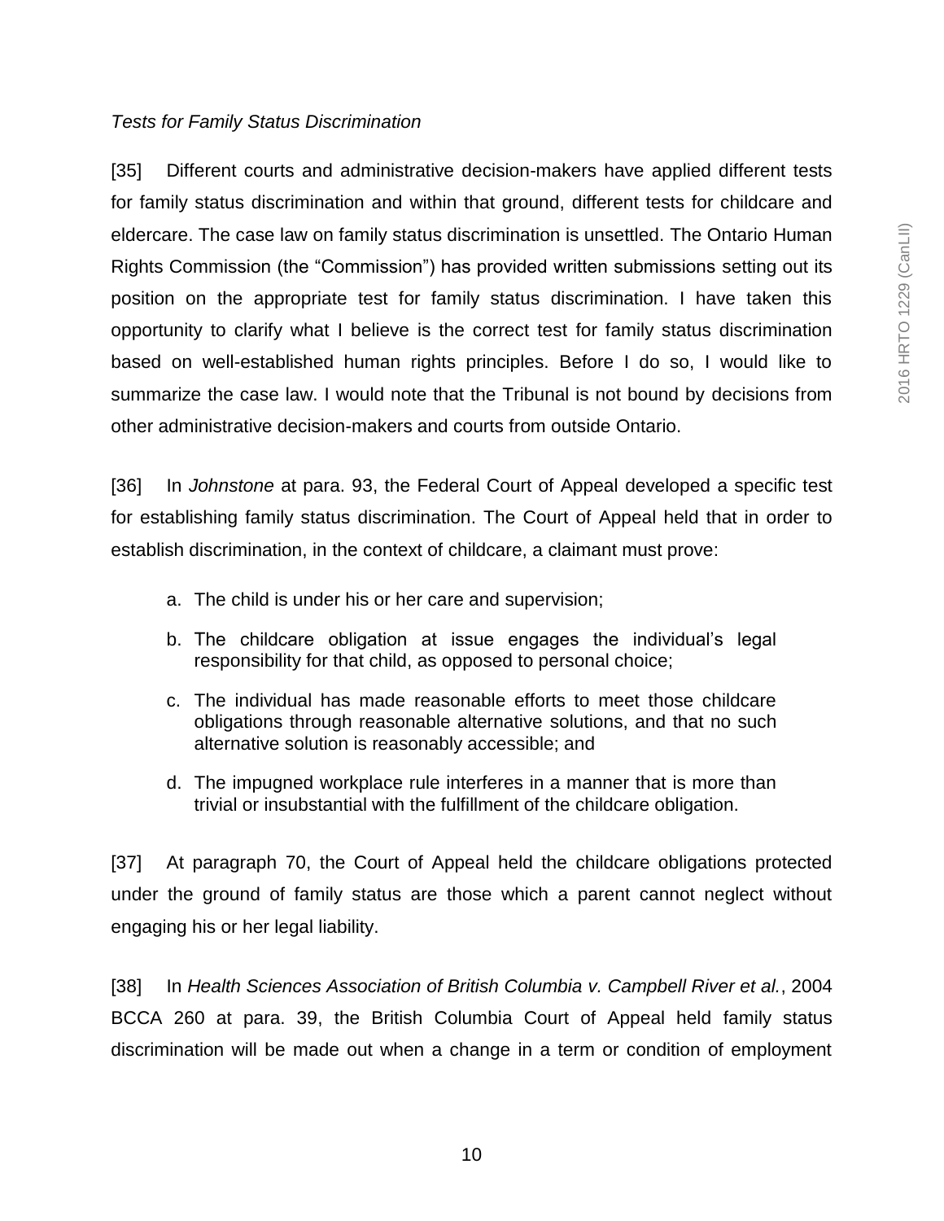*Tests for Family Status Discrimination*

[35] Different courts and administrative decision-makers have applied different tests for family status discrimination and within that ground, different tests for childcare and eldercare. The case law on family status discrimination is unsettled. The Ontario Human Rights Commission (the "Commission") has provided written submissions setting out its position on the appropriate test for family status discrimination. I have taken this opportunity to clarify what I believe is the correct test for family status discrimination based on well-established human rights principles. Before I do so, I would like to summarize the case law. I would note that the Tribunal is not bound by decisions from other administrative decision-makers and courts from outside Ontario.

[36] In *Johnstone* at para. 93, the Federal Court of Appeal developed a specific test for establishing family status discrimination. The Court of Appeal held that in order to establish discrimination, in the context of childcare, a claimant must prove:

a. The child is under his or her care and supervision;

b. The childcare obligation at issue engages the individual's legal responsibility for that child, as opposed to personal choice;

c. The individual has made reasonable efforts to meet those childcare obligations through reasonable alternative solutions, and that no such alternative solution is reasonably accessible; and

d. The impugned workplace rule interferes in a manner that is more than trivial or insubstantial with the fulfillment of the childcare obligation.

[37] At paragraph 70, the Court of Appeal held the childcare obligations protected under the ground of family status are those which a parent cannot neglect without engaging his or her legal liability.

[38] In *Health Sciences Association of British Columbia v. Campbell River et al.*, 2004 BCCA 260 at para. 39, the British Columbia Court of Appeal held family status discrimination will be made out when a change in a term or condition of employment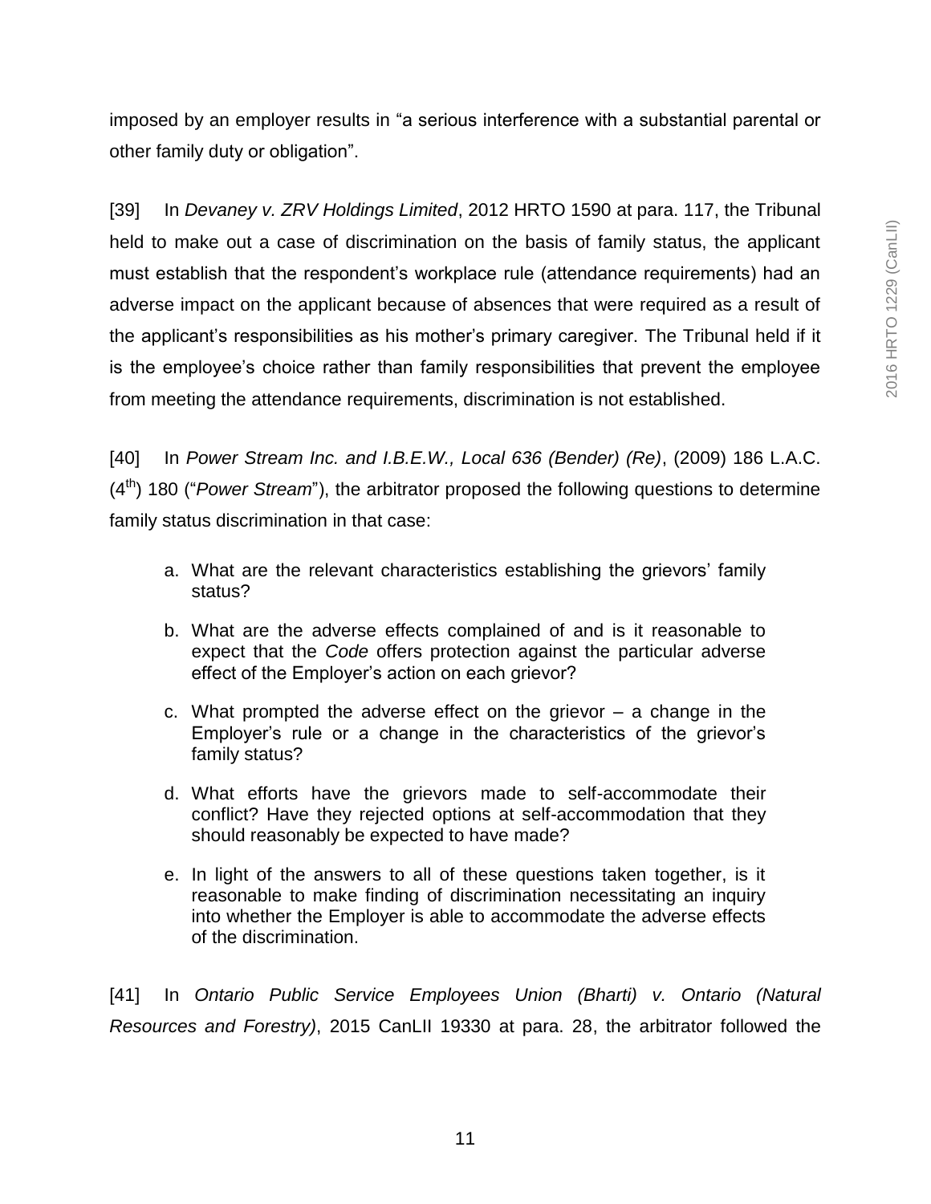imposed by an employer results in "a serious interference with a substantial parental or other family duty or obligation".

[39] In *Devaney v. ZRV Holdings Limited*, 2012 HRTO 1590 at para. 117, the Tribunal held to make out a case of discrimination on the basis of family status, the applicant must establish that the respondent's workplace rule (attendance requirements) had an adverse impact on the applicant because of absences that were required as a result of the applicant's responsibilities as his mother's primary caregiver. The Tribunal held if it is the employee's choice rather than family responsibilities that prevent the employee from meeting the attendance requirements, discrimination is not established.

[40] In *Power Stream Inc. and I.B.E.W., Local 636 (Bender) (Re)*, (2009) 186 L.A.C. (4th) 180 ("*Power Stream*"), the arbitrator proposed the following questions to determine family status discrimination in that case:

> a. What are the relevant characteristics establishing the grievors' family status?
>
> b. What are the adverse effects complained of and is it reasonable to expect that the *Code* offers protection against the particular adverse effect of the Employer's action on each grievor?
>
> c. What prompted the adverse effect on the grievor – a change in the Employer's rule or a change in the characteristics of the grievor's family status?
>
> d. What efforts have the grievors made to self-accommodate their conflict? Have they rejected options at self-accommodation that they should reasonably be expected to have made?
>
> e. In light of the answers to all of these questions taken together, is it reasonable to make finding of discrimination necessitating an inquiry into whether the Employer is able to accommodate the adverse effects of the discrimination.

[41] In *Ontario Public Service Employees Union (Bharti) v. Ontario (Natural Resources and Forestry)*, 2015 CanLII 19330 at para. 28, the arbitrator followed the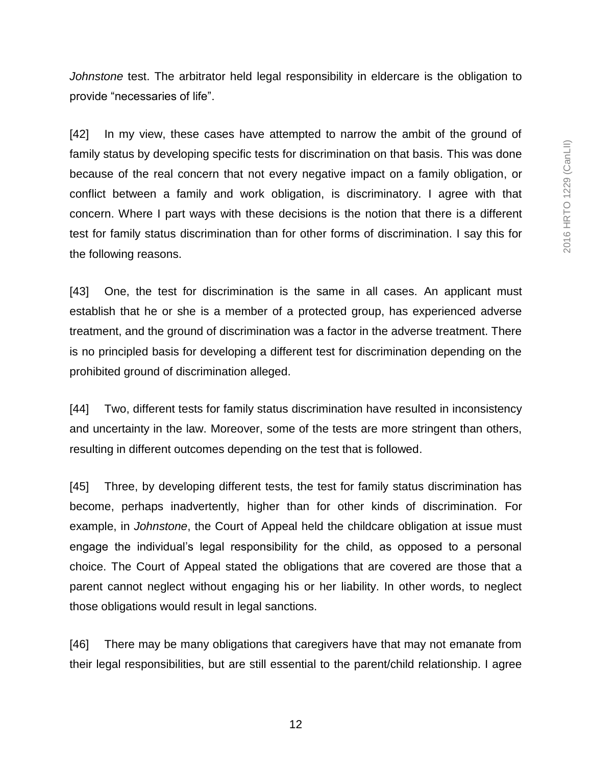*Johnstone* test. The arbitrator held legal responsibility in eldercare is the obligation to provide "necessaries of life".

[42] In my view, these cases have attempted to narrow the ambit of the ground of family status by developing specific tests for discrimination on that basis. This was done because of the real concern that not every negative impact on a family obligation, or conflict between a family and work obligation, is discriminatory. I agree with that concern. Where I part ways with these decisions is the notion that there is a different test for family status discrimination than for other forms of discrimination. I say this for the following reasons.

[43] One, the test for discrimination is the same in all cases. An applicant must establish that he or she is a member of a protected group, has experienced adverse treatment, and the ground of discrimination was a factor in the adverse treatment. There is no principled basis for developing a different test for discrimination depending on the prohibited ground of discrimination alleged.

[44] Two, different tests for family status discrimination have resulted in inconsistency and uncertainty in the law. Moreover, some of the tests are more stringent than others, resulting in different outcomes depending on the test that is followed.

[45] Three, by developing different tests, the test for family status discrimination has become, perhaps inadvertently, higher than for other kinds of discrimination. For example, in *Johnstone*, the Court of Appeal held the childcare obligation at issue must engage the individual's legal responsibility for the child, as opposed to a personal choice. The Court of Appeal stated the obligations that are covered are those that a parent cannot neglect without engaging his or her liability. In other words, to neglect those obligations would result in legal sanctions.

[46] There may be many obligations that caregivers have that may not emanate from their legal responsibilities, but are still essential to the parent/child relationship. I agree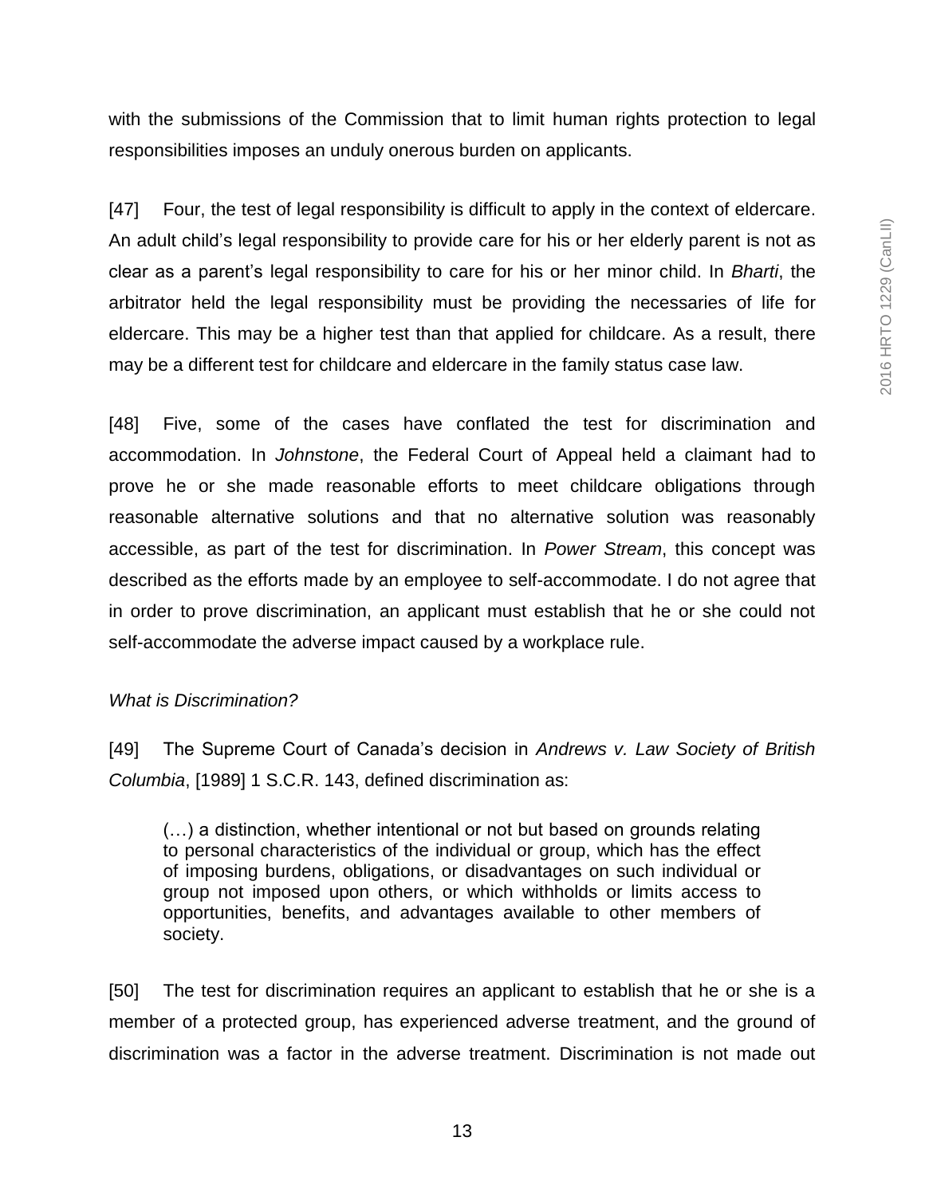with the submissions of the Commission that to limit human rights protection to legal responsibilities imposes an unduly onerous burden on applicants.

[47] Four, the test of legal responsibility is difficult to apply in the context of eldercare. An adult child's legal responsibility to provide care for his or her elderly parent is not as clear as a parent's legal responsibility to care for his or her minor child. In *Bharti*, the arbitrator held the legal responsibility must be providing the necessaries of life for eldercare. This may be a higher test than that applied for childcare. As a result, there may be a different test for childcare and eldercare in the family status case law.

[48] Five, some of the cases have conflated the test for discrimination and accommodation. In *Johnstone*, the Federal Court of Appeal held a claimant had to prove he or she made reasonable efforts to meet childcare obligations through reasonable alternative solutions and that no alternative solution was reasonably accessible, as part of the test for discrimination. In *Power Stream*, this concept was described as the efforts made by an employee to self-accommodate. I do not agree that in order to prove discrimination, an applicant must establish that he or she could not self-accommodate the adverse impact caused by a workplace rule.

*What is Discrimination?*

[49] The Supreme Court of Canada's decision in *Andrews v. Law Society of British Columbia*, [1989] 1 S.C.R. 143, defined discrimination as:

> (…) a distinction, whether intentional or not but based on grounds relating to personal characteristics of the individual or group, which has the effect of imposing burdens, obligations, or disadvantages on such individual or group not imposed upon others, or which withholds or limits access to opportunities, benefits, and advantages available to other members of society.

[50] The test for discrimination requires an applicant to establish that he or she is a member of a protected group, has experienced adverse treatment, and the ground of discrimination was a factor in the adverse treatment. Discrimination is not made out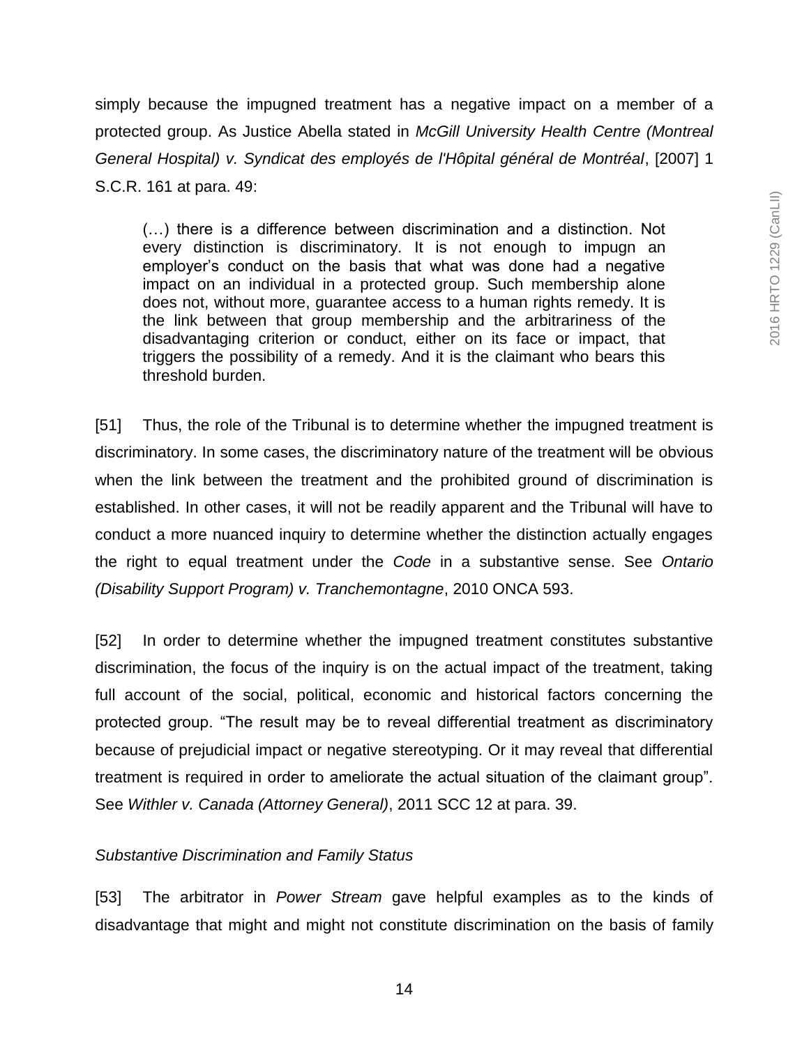simply because the impugned treatment has a negative impact on a member of a protected group. As Justice Abella stated in *McGill University Health Centre (Montreal General Hospital) v. Syndicat des employés de l'Hôpital général de Montréal*, [2007] 1 S.C.R. 161 at para. 49:

> (…) there is a difference between discrimination and a distinction. Not every distinction is discriminatory. It is not enough to impugn an employer's conduct on the basis that what was done had a negative impact on an individual in a protected group. Such membership alone does not, without more, guarantee access to a human rights remedy. It is the link between that group membership and the arbitrariness of the disadvantaging criterion or conduct, either on its face or impact, that triggers the possibility of a remedy. And it is the claimant who bears this threshold burden.

[51] Thus, the role of the Tribunal is to determine whether the impugned treatment is discriminatory. In some cases, the discriminatory nature of the treatment will be obvious when the link between the treatment and the prohibited ground of discrimination is established. In other cases, it will not be readily apparent and the Tribunal will have to conduct a more nuanced inquiry to determine whether the distinction actually engages the right to equal treatment under the *Code* in a substantive sense. See *Ontario (Disability Support Program) v. Tranchemontagne*, 2010 ONCA 593.

[52] In order to determine whether the impugned treatment constitutes substantive discrimination, the focus of the inquiry is on the actual impact of the treatment, taking full account of the social, political, economic and historical factors concerning the protected group. "The result may be to reveal differential treatment as discriminatory because of prejudicial impact or negative stereotyping. Or it may reveal that differential treatment is required in order to ameliorate the actual situation of the claimant group". See *Withler v. Canada (Attorney General)*, 2011 SCC 12 at para. 39.

*Substantive Discrimination and Family Status*

[53] The arbitrator in *Power Stream* gave helpful examples as to the kinds of disadvantage that might and might not constitute discrimination on the basis of family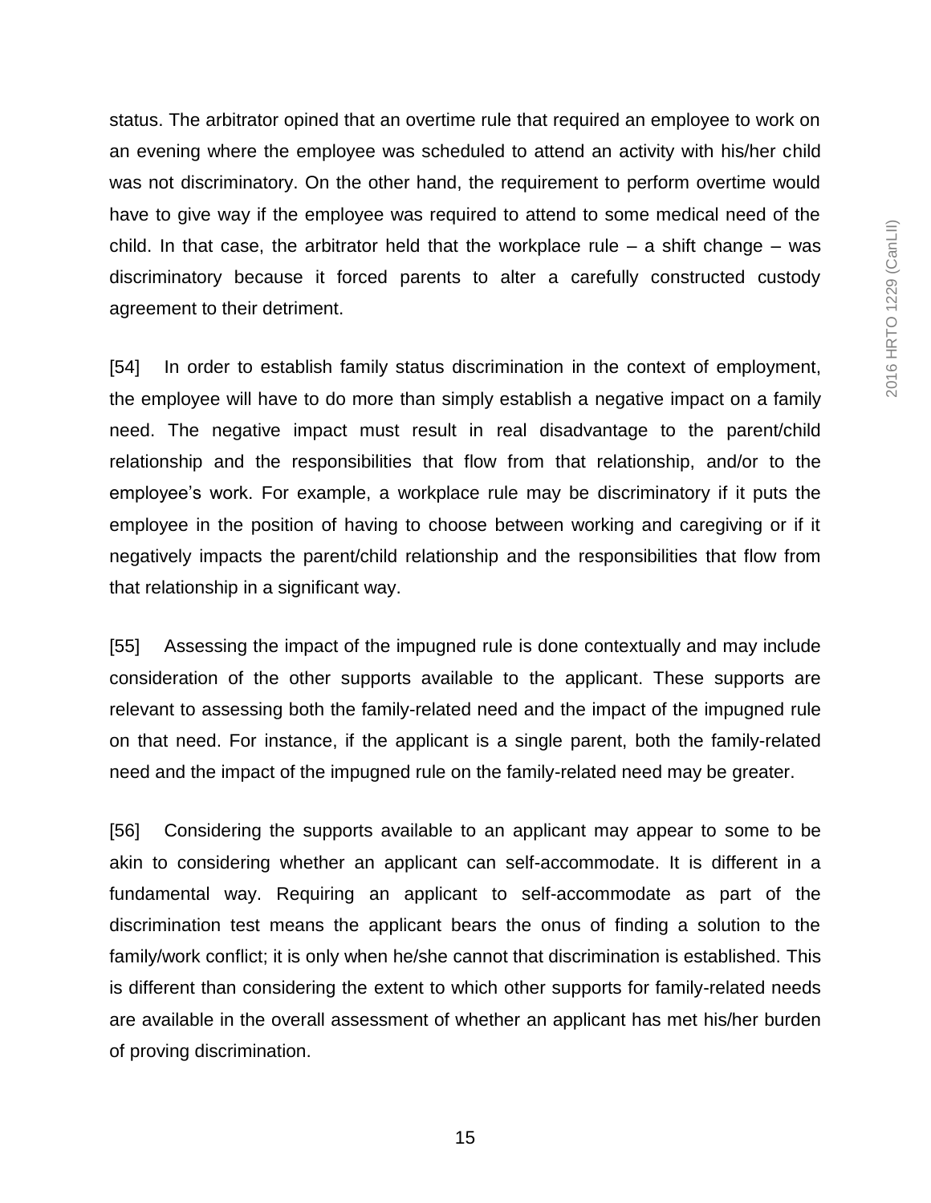status. The arbitrator opined that an overtime rule that required an employee to work on an evening where the employee was scheduled to attend an activity with his/her child was not discriminatory. On the other hand, the requirement to perform overtime would have to give way if the employee was required to attend to some medical need of the child. In that case, the arbitrator held that the workplace rule – a shift change – was discriminatory because it forced parents to alter a carefully constructed custody agreement to their detriment.

[54] In order to establish family status discrimination in the context of employment, the employee will have to do more than simply establish a negative impact on a family need. The negative impact must result in real disadvantage to the parent/child relationship and the responsibilities that flow from that relationship, and/or to the employee's work. For example, a workplace rule may be discriminatory if it puts the employee in the position of having to choose between working and caregiving or if it negatively impacts the parent/child relationship and the responsibilities that flow from that relationship in a significant way.

[55] Assessing the impact of the impugned rule is done contextually and may include consideration of the other supports available to the applicant. These supports are relevant to assessing both the family-related need and the impact of the impugned rule on that need. For instance, if the applicant is a single parent, both the family-related need and the impact of the impugned rule on the family-related need may be greater.

[56] Considering the supports available to an applicant may appear to some to be akin to considering whether an applicant can self-accommodate. It is different in a fundamental way. Requiring an applicant to self-accommodate as part of the discrimination test means the applicant bears the onus of finding a solution to the family/work conflict; it is only when he/she cannot that discrimination is established. This is different than considering the extent to which other supports for family-related needs are available in the overall assessment of whether an applicant has met his/her burden of proving discrimination.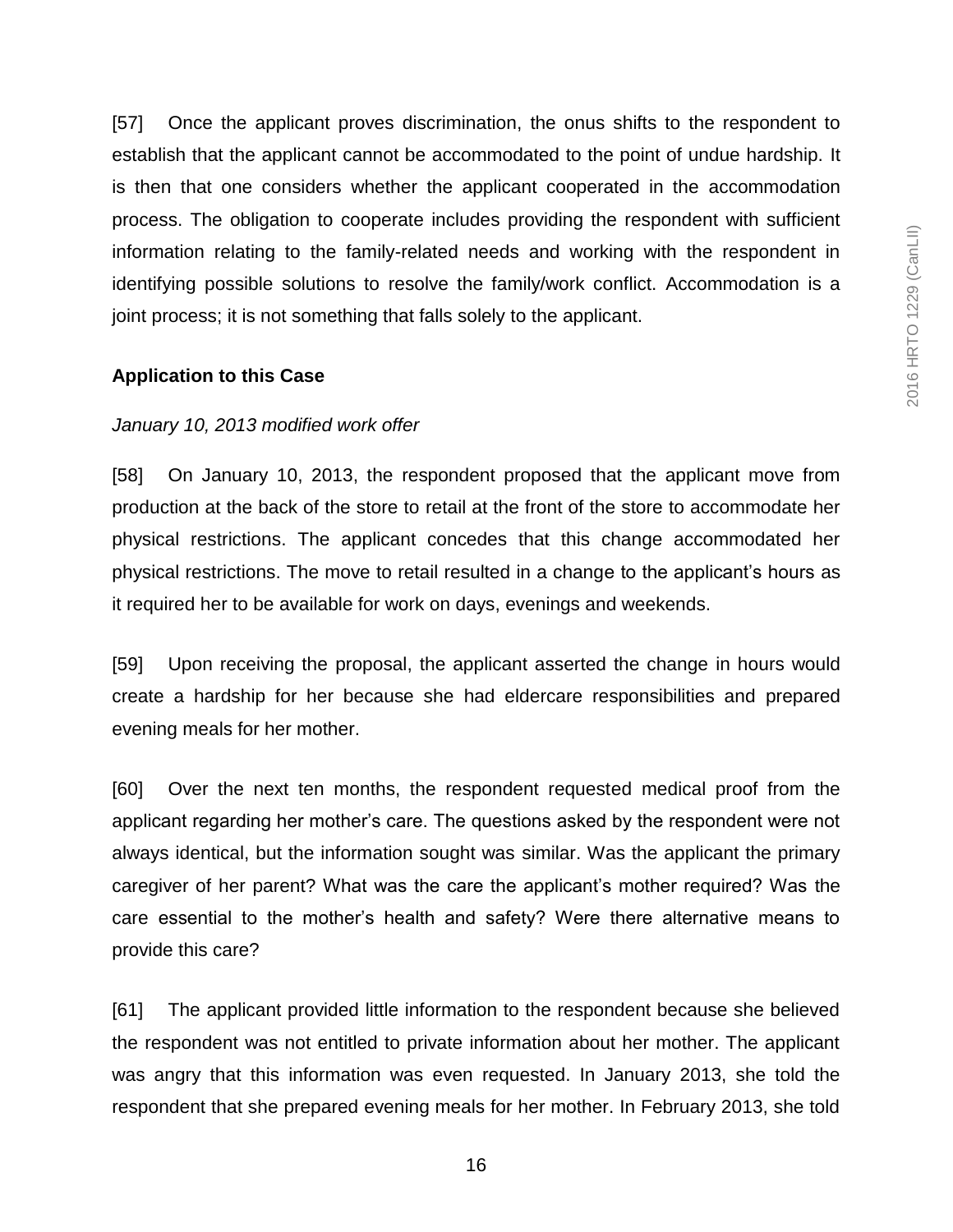[57] Once the applicant proves discrimination, the onus shifts to the respondent to establish that the applicant cannot be accommodated to the point of undue hardship. It is then that one considers whether the applicant cooperated in the accommodation process. The obligation to cooperate includes providing the respondent with sufficient information relating to the family-related needs and working with the respondent in identifying possible solutions to resolve the family/work conflict. Accommodation is a joint process; it is not something that falls solely to the applicant.

**Application to this Case**

*January 10, 2013 modified work offer*

[58] On January 10, 2013, the respondent proposed that the applicant move from production at the back of the store to retail at the front of the store to accommodate her physical restrictions. The applicant concedes that this change accommodated her physical restrictions. The move to retail resulted in a change to the applicant's hours as it required her to be available for work on days, evenings and weekends.

[59] Upon receiving the proposal, the applicant asserted the change in hours would create a hardship for her because she had eldercare responsibilities and prepared evening meals for her mother.

[60] Over the next ten months, the respondent requested medical proof from the applicant regarding her mother's care. The questions asked by the respondent were not always identical, but the information sought was similar. Was the applicant the primary caregiver of her parent? What was the care the applicant's mother required? Was the care essential to the mother's health and safety? Were there alternative means to provide this care?

[61] The applicant provided little information to the respondent because she believed the respondent was not entitled to private information about her mother. The applicant was angry that this information was even requested. In January 2013, she told the respondent that she prepared evening meals for her mother. In February 2013, she told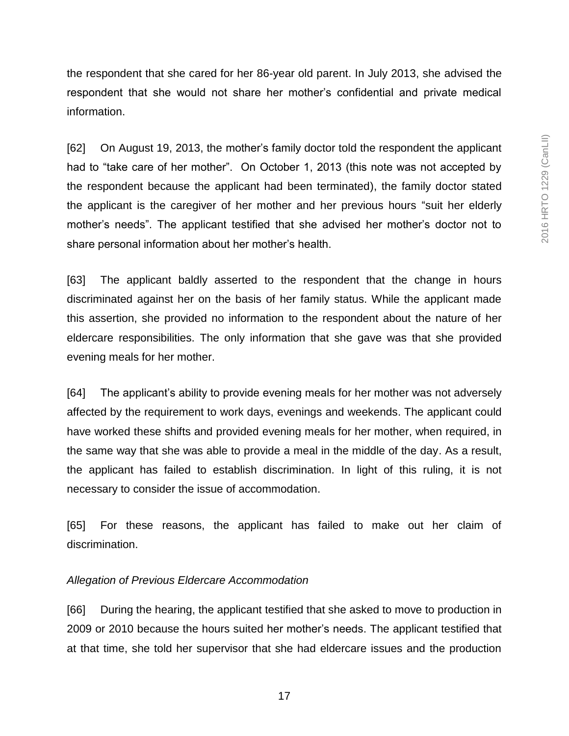the respondent that she cared for her 86-year old parent. In July 2013, she advised the respondent that she would not share her mother's confidential and private medical information.

[62] On August 19, 2013, the mother's family doctor told the respondent the applicant had to "take care of her mother". On October 1, 2013 (this note was not accepted by the respondent because the applicant had been terminated), the family doctor stated the applicant is the caregiver of her mother and her previous hours "suit her elderly mother's needs". The applicant testified that she advised her mother's doctor not to share personal information about her mother's health.

[63] The applicant baldly asserted to the respondent that the change in hours discriminated against her on the basis of her family status. While the applicant made this assertion, she provided no information to the respondent about the nature of her eldercare responsibilities. The only information that she gave was that she provided evening meals for her mother.

[64] The applicant's ability to provide evening meals for her mother was not adversely affected by the requirement to work days, evenings and weekends. The applicant could have worked these shifts and provided evening meals for her mother, when required, in the same way that she was able to provide a meal in the middle of the day. As a result, the applicant has failed to establish discrimination. In light of this ruling, it is not necessary to consider the issue of accommodation.

[65] For these reasons, the applicant has failed to make out her claim of discrimination.

*Allegation of Previous Eldercare Accommodation*

[66] During the hearing, the applicant testified that she asked to move to production in 2009 or 2010 because the hours suited her mother's needs. The applicant testified that at that time, she told her supervisor that she had eldercare issues and the production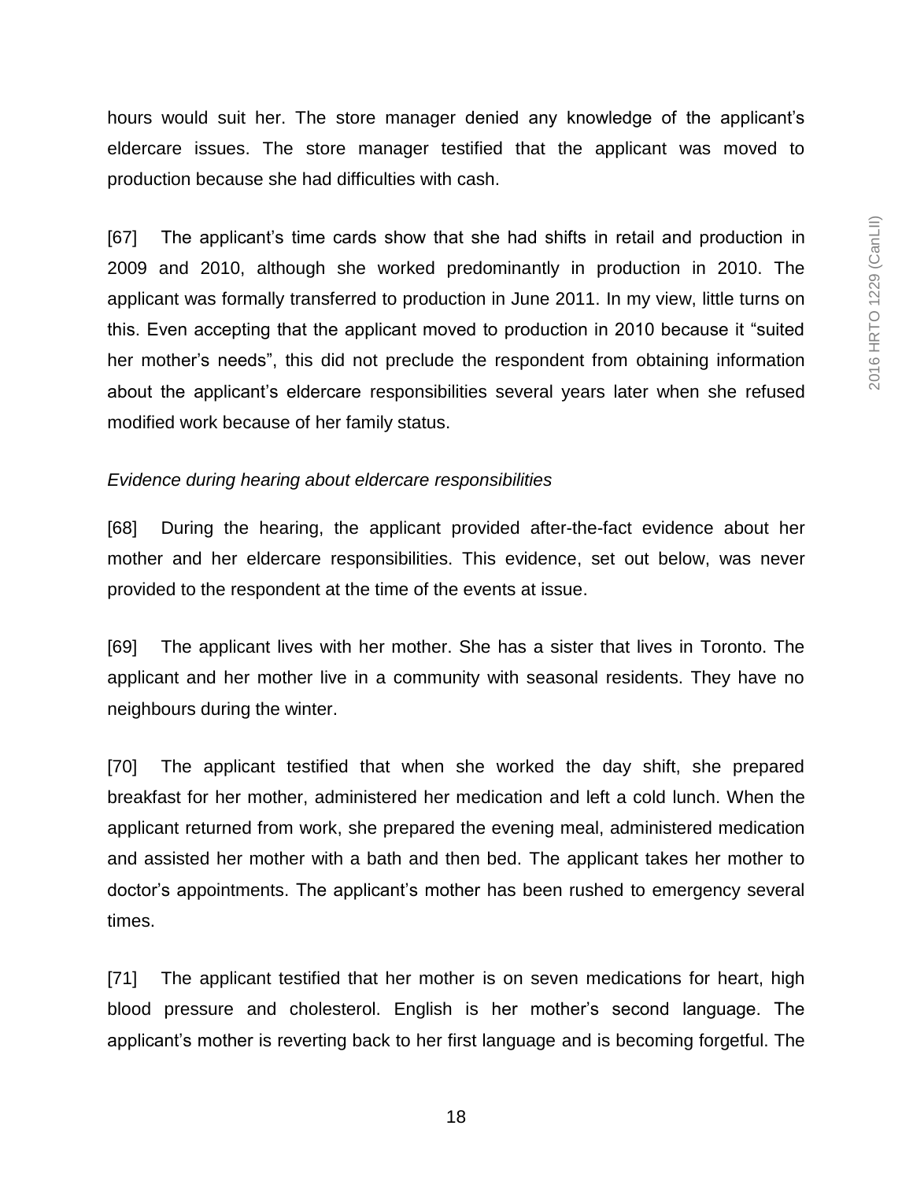hours would suit her. The store manager denied any knowledge of the applicant's eldercare issues. The store manager testified that the applicant was moved to production because she had difficulties with cash.

[67] The applicant's time cards show that she had shifts in retail and production in 2009 and 2010, although she worked predominantly in production in 2010. The applicant was formally transferred to production in June 2011. In my view, little turns on this. Even accepting that the applicant moved to production in 2010 because it "suited her mother's needs", this did not preclude the respondent from obtaining information about the applicant's eldercare responsibilities several years later when she refused modified work because of her family status.

*Evidence during hearing about eldercare responsibilities*

[68] During the hearing, the applicant provided after-the-fact evidence about her mother and her eldercare responsibilities. This evidence, set out below, was never provided to the respondent at the time of the events at issue.

[69] The applicant lives with her mother. She has a sister that lives in Toronto. The applicant and her mother live in a community with seasonal residents. They have no neighbours during the winter.

[70] The applicant testified that when she worked the day shift, she prepared breakfast for her mother, administered her medication and left a cold lunch. When the applicant returned from work, she prepared the evening meal, administered medication and assisted her mother with a bath and then bed. The applicant takes her mother to doctor's appointments. The applicant's mother has been rushed to emergency several times.

[71] The applicant testified that her mother is on seven medications for heart, high blood pressure and cholesterol. English is her mother's second language. The applicant's mother is reverting back to her first language and is becoming forgetful. The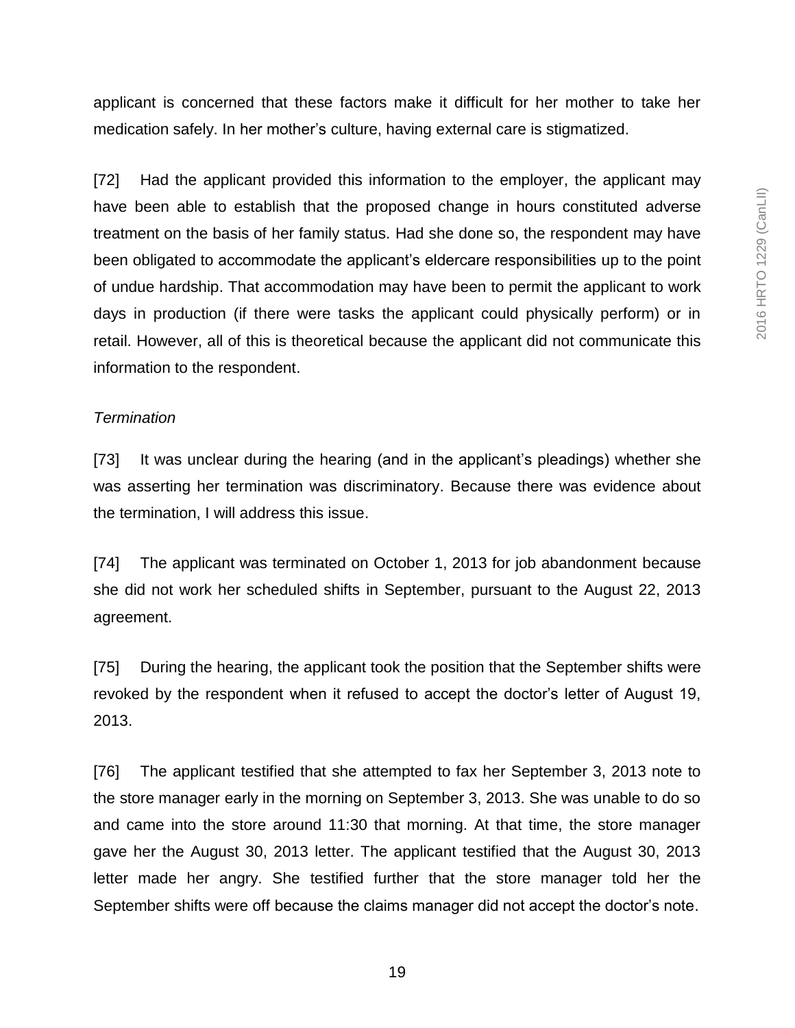applicant is concerned that these factors make it difficult for her mother to take her medication safely. In her mother's culture, having external care is stigmatized.

[72] Had the applicant provided this information to the employer, the applicant may have been able to establish that the proposed change in hours constituted adverse treatment on the basis of her family status. Had she done so, the respondent may have been obligated to accommodate the applicant's eldercare responsibilities up to the point of undue hardship. That accommodation may have been to permit the applicant to work days in production (if there were tasks the applicant could physically perform) or in retail. However, all of this is theoretical because the applicant did not communicate this information to the respondent.

*Termination*

[73] It was unclear during the hearing (and in the applicant's pleadings) whether she was asserting her termination was discriminatory. Because there was evidence about the termination, I will address this issue.

[74] The applicant was terminated on October 1, 2013 for job abandonment because she did not work her scheduled shifts in September, pursuant to the August 22, 2013 agreement.

[75] During the hearing, the applicant took the position that the September shifts were revoked by the respondent when it refused to accept the doctor's letter of August 19, 2013.

[76] The applicant testified that she attempted to fax her September 3, 2013 note to the store manager early in the morning on September 3, 2013. She was unable to do so and came into the store around 11:30 that morning. At that time, the store manager gave her the August 30, 2013 letter. The applicant testified that the August 30, 2013 letter made her angry. She testified further that the store manager told her the September shifts were off because the claims manager did not accept the doctor's note.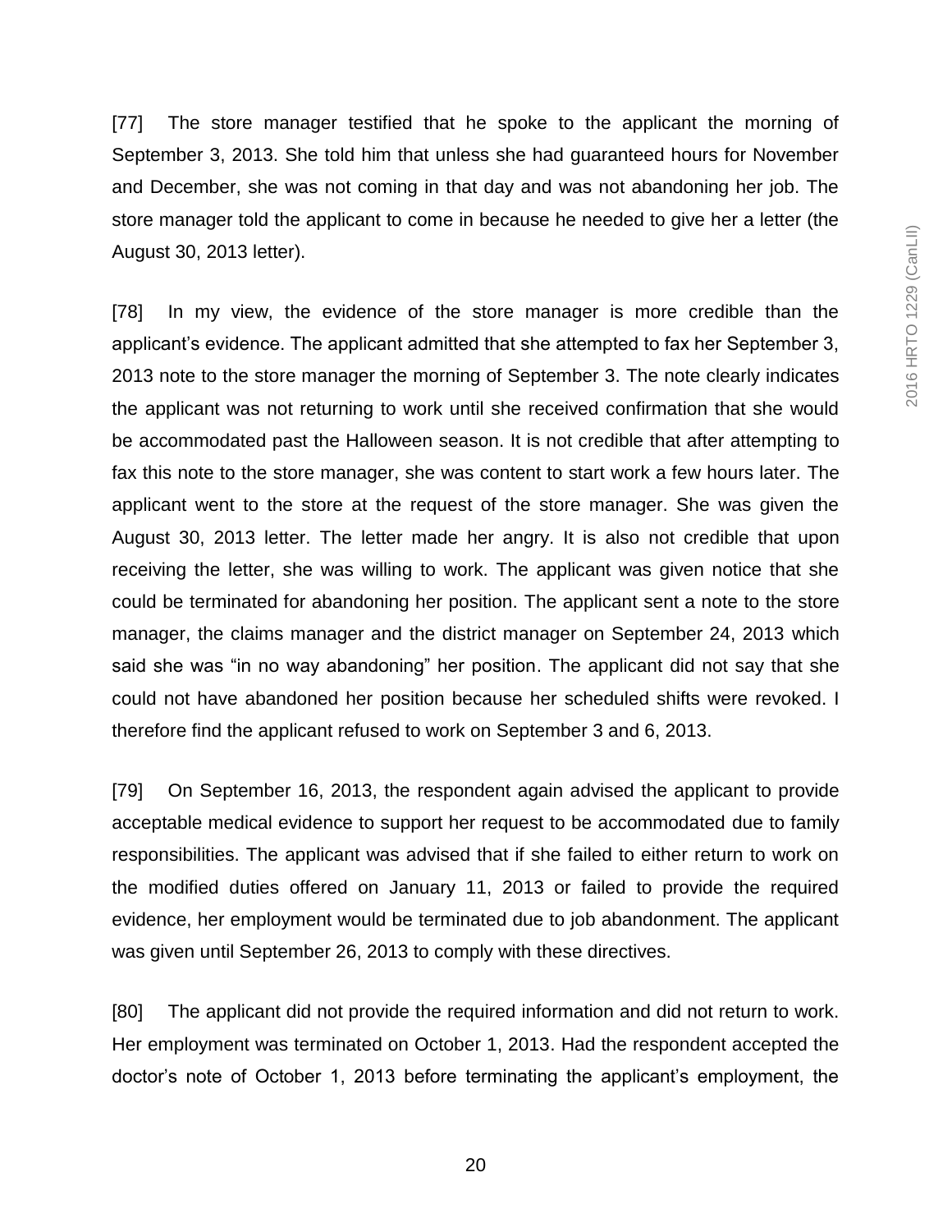[77] The store manager testified that he spoke to the applicant the morning of September 3, 2013. She told him that unless she had guaranteed hours for November and December, she was not coming in that day and was not abandoning her job. The store manager told the applicant to come in because he needed to give her a letter (the August 30, 2013 letter).

[78] In my view, the evidence of the store manager is more credible than the applicant's evidence. The applicant admitted that she attempted to fax her September 3, 2013 note to the store manager the morning of September 3. The note clearly indicates the applicant was not returning to work until she received confirmation that she would be accommodated past the Halloween season. It is not credible that after attempting to fax this note to the store manager, she was content to start work a few hours later. The applicant went to the store at the request of the store manager. She was given the August 30, 2013 letter. The letter made her angry. It is also not credible that upon receiving the letter, she was willing to work. The applicant was given notice that she could be terminated for abandoning her position. The applicant sent a note to the store manager, the claims manager and the district manager on September 24, 2013 which said she was "in no way abandoning" her position. The applicant did not say that she could not have abandoned her position because her scheduled shifts were revoked. I therefore find the applicant refused to work on September 3 and 6, 2013.

[79] On September 16, 2013, the respondent again advised the applicant to provide acceptable medical evidence to support her request to be accommodated due to family responsibilities. The applicant was advised that if she failed to either return to work on the modified duties offered on January 11, 2013 or failed to provide the required evidence, her employment would be terminated due to job abandonment. The applicant was given until September 26, 2013 to comply with these directives.

[80] The applicant did not provide the required information and did not return to work. Her employment was terminated on October 1, 2013. Had the respondent accepted the doctor's note of October 1, 2013 before terminating the applicant's employment, the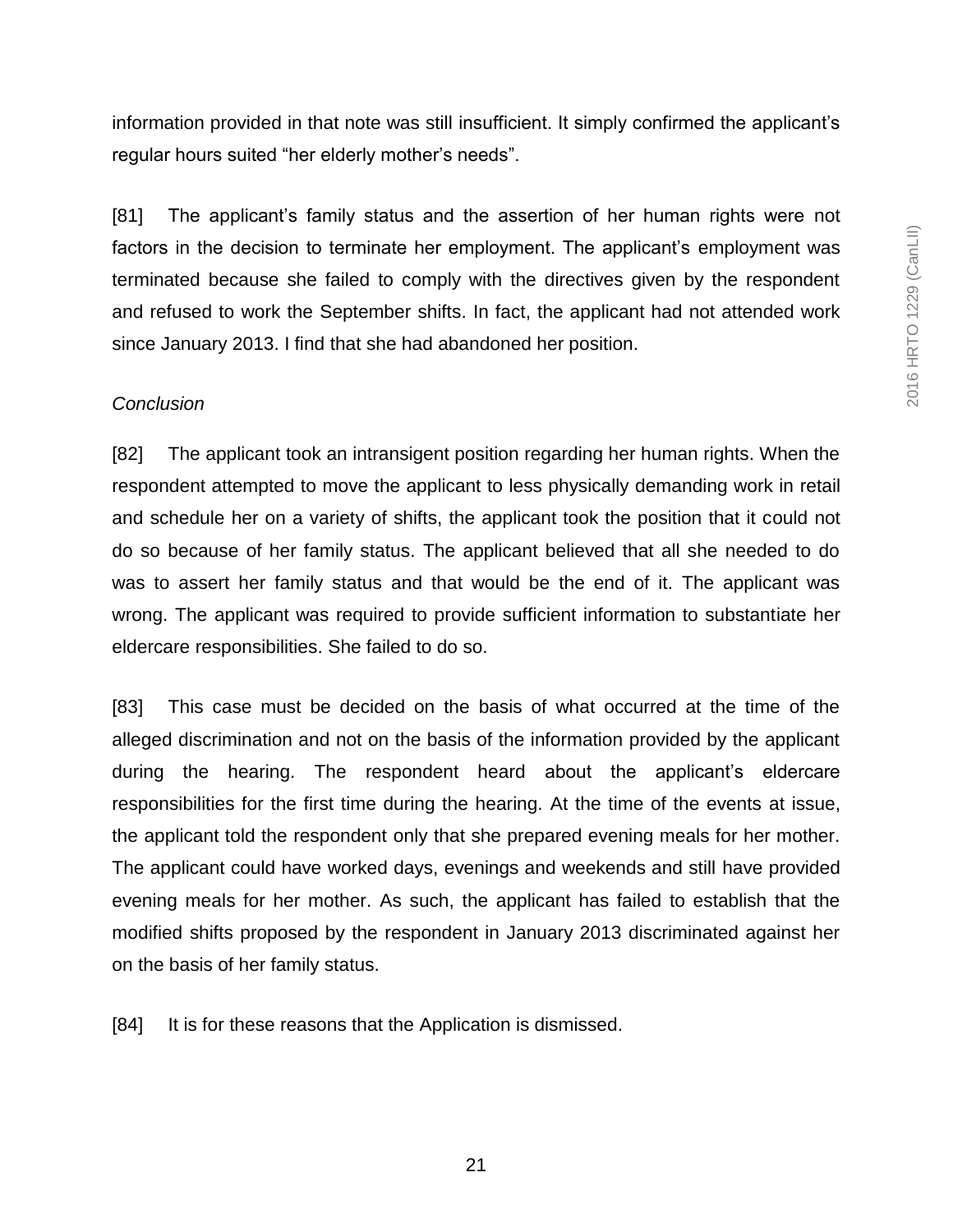information provided in that note was still insufficient. It simply confirmed the applicant's regular hours suited "her elderly mother's needs".

[81] The applicant's family status and the assertion of her human rights were not factors in the decision to terminate her employment. The applicant's employment was terminated because she failed to comply with the directives given by the respondent and refused to work the September shifts. In fact, the applicant had not attended work since January 2013. I find that she had abandoned her position.

*Conclusion*

[82] The applicant took an intransigent position regarding her human rights. When the respondent attempted to move the applicant to less physically demanding work in retail and schedule her on a variety of shifts, the applicant took the position that it could not do so because of her family status. The applicant believed that all she needed to do was to assert her family status and that would be the end of it. The applicant was wrong. The applicant was required to provide sufficient information to substantiate her eldercare responsibilities. She failed to do so.

[83] This case must be decided on the basis of what occurred at the time of the alleged discrimination and not on the basis of the information provided by the applicant during the hearing. The respondent heard about the applicant's eldercare responsibilities for the first time during the hearing. At the time of the events at issue, the applicant told the respondent only that she prepared evening meals for her mother. The applicant could have worked days, evenings and weekends and still have provided evening meals for her mother. As such, the applicant has failed to establish that the modified shifts proposed by the respondent in January 2013 discriminated against her on the basis of her family status.

[84] It is for these reasons that the Application is dismissed.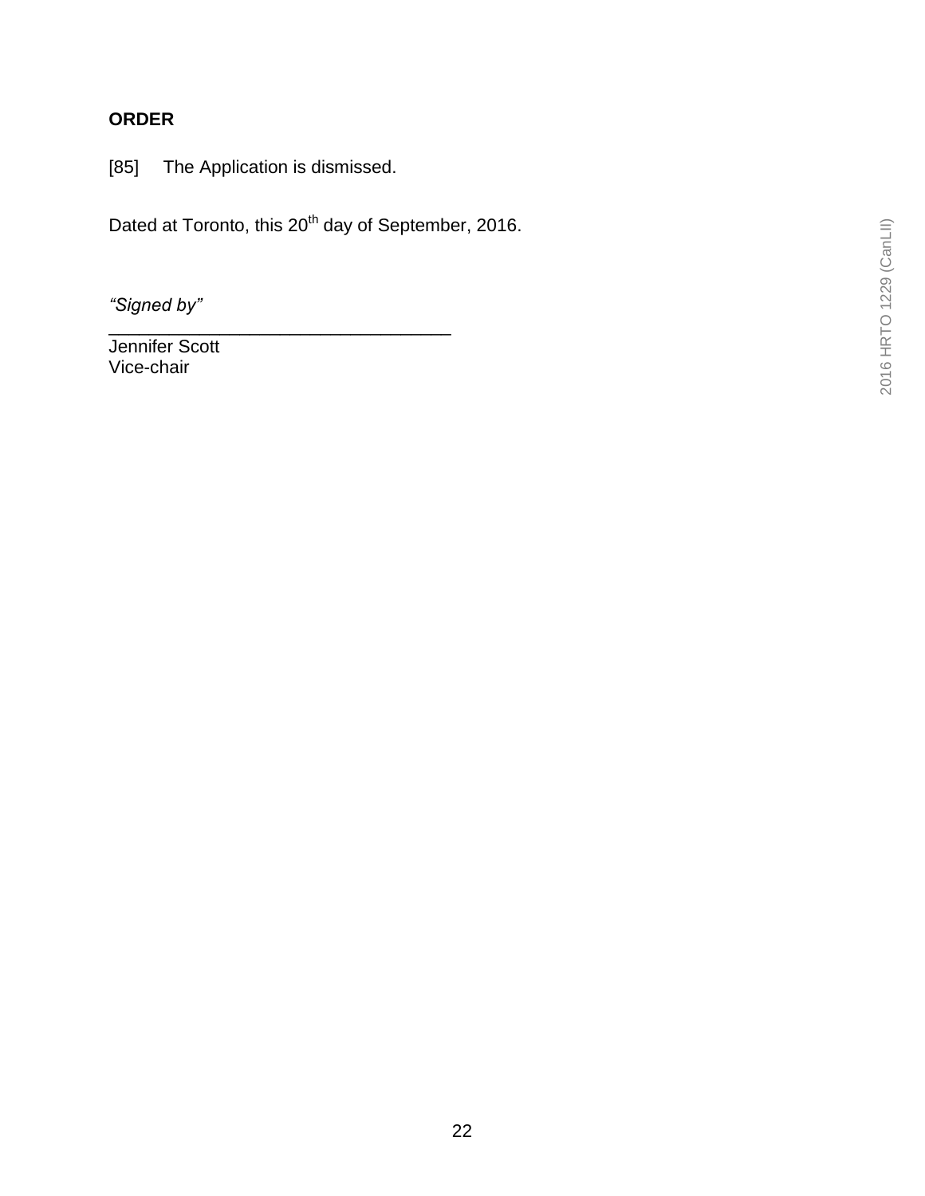**ORDER**

[85] The Application is dismissed.

Dated at Toronto, this 20th day of September, 2016.

*"Signed by"*

\_\_\_\_\_\_\_\_\_\_\_\_\_\_\_\_\_\_\_\_\_\_\_\_\_\_\_\_\_\_\_\_\_\_\_\_

Jennifer Scott
Vice-chair